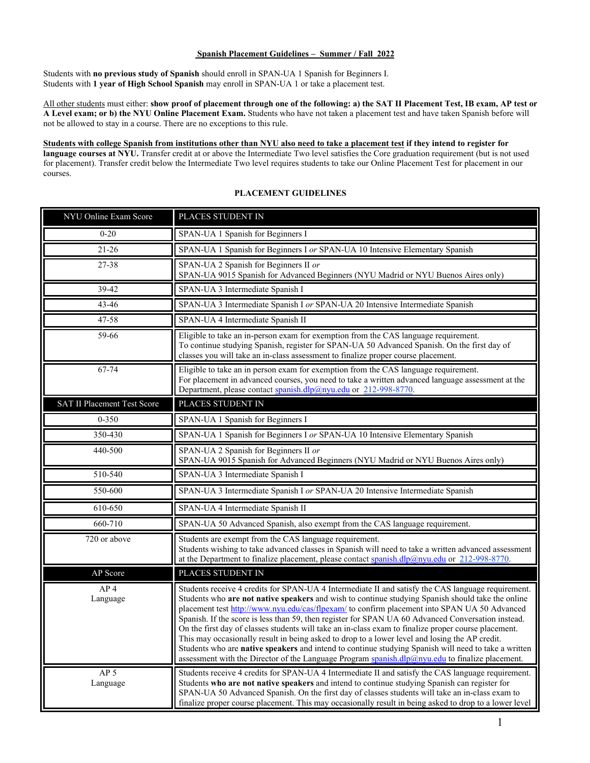**Spanish Placement Guidelines – Summer / Fall 2022**

Students with **no previous study of Spanish** should enroll in SPAN-UA 1 Spanish for Beginners I.
Students with **1 year of High School Spanish** may enroll in SPAN-UA 1 or take a placement test.

All other students must either: **show proof of placement through one of the following: a) the SAT II Placement Test, IB exam, AP test or A Level exam; or b) the NYU Online Placement Exam.** Students who have not taken a placement test and have taken Spanish before will not be allowed to stay in a course. There are no exceptions to this rule.

**Students with college Spanish from institutions other than NYU also need to take a placement test if they intend to register for language courses at NYU.** Transfer credit at or above the Intermediate Two level satisfies the Core graduation requirement (but is not used for placement). Transfer credit below the Intermediate Two level requires students to take our Online Placement Test for placement in our courses.

**PLACEMENT GUIDELINES**

| NYU Online Exam Score | PLACES STUDENT IN |
|---|---|
| 0-20 | SPAN-UA 1 Spanish for Beginners I |
| 21-26 | SPAN-UA 1 Spanish for Beginners I *or* SPAN-UA 10 Intensive Elementary Spanish |
| 27-38 | SPAN-UA 2 Spanish for Beginners II *or* SPAN-UA 9015 Spanish for Advanced Beginners (NYU Madrid or NYU Buenos Aires only) |
| 39-42 | SPAN-UA 3 Intermediate Spanish I |
| 43-46 | SPAN-UA 3 Intermediate Spanish I *or* SPAN-UA 20 Intensive Intermediate Spanish |
| 47-58 | SPAN-UA 4 Intermediate Spanish II |
| 59-66 | Eligible to take an in-person exam for exemption from the CAS language requirement. To continue studying Spanish, register for SPAN-UA 50 Advanced Spanish. On the first day of classes you will take an in-class assessment to finalize proper course placement. |
| 67-74 | Eligible to take an in person exam for exemption from the CAS language requirement. For placement in advanced courses, you need to take a written advanced language assessment at the Department, please contact spanish.dlp@nyu.edu or 212-998-8770. |
| **SAT II Placement Test Score** | **PLACES STUDENT IN** |
| 0-350 | SPAN-UA 1 Spanish for Beginners I |
| 350-430 | SPAN-UA 1 Spanish for Beginners I *or* SPAN-UA 10 Intensive Elementary Spanish |
| 440-500 | SPAN-UA 2 Spanish for Beginners II *or* SPAN-UA 9015 Spanish for Advanced Beginners (NYU Madrid or NYU Buenos Aires only) |
| 510-540 | SPAN-UA 3 Intermediate Spanish I |
| 550-600 | SPAN-UA 3 Intermediate Spanish I *or* SPAN-UA 20 Intensive Intermediate Spanish |
| 610-650 | SPAN-UA 4 Intermediate Spanish II |
| 660-710 | SPAN-UA 50 Advanced Spanish, also exempt from the CAS language requirement. |
| 720 or above | Students are exempt from the CAS language requirement. Students wishing to take advanced classes in Spanish will need to take a written advanced assessment at the Department to finalize placement, please contact spanish.dlp@nyu.edu or 212-998-8770. |
| **AP Score** | **PLACES STUDENT IN** |
| AP 4 Language | Students receive 4 credits for SPAN-UA 4 Intermediate II and satisfy the CAS language requirement. Students who **are not native speakers** and wish to continue studying Spanish should take the online placement test http://www.nyu.edu/cas/flpexam/ to confirm placement into SPAN UA 50 Advanced Spanish. If the score is less than 59, then register for SPAN UA 60 Advanced Conversation instead. On the first day of classes students will take an in-class exam to finalize proper course placement. This may occasionally result in being asked to drop to a lower level and losing the AP credit. Students who are **native speakers** and intend to continue studying Spanish will need to take a written assessment with the Director of the Language Program spanish.dlp@nyu.edu to finalize placement. |
| AP 5 Language | Students receive 4 credits for SPAN-UA 4 Intermediate II and satisfy the CAS language requirement. Students **who are not native speakers** and intend to continue studying Spanish can register for SPAN-UA 50 Advanced Spanish. On the first day of classes students will take an in-class exam to finalize proper course placement. This may occasionally result in being asked to drop to a lower level |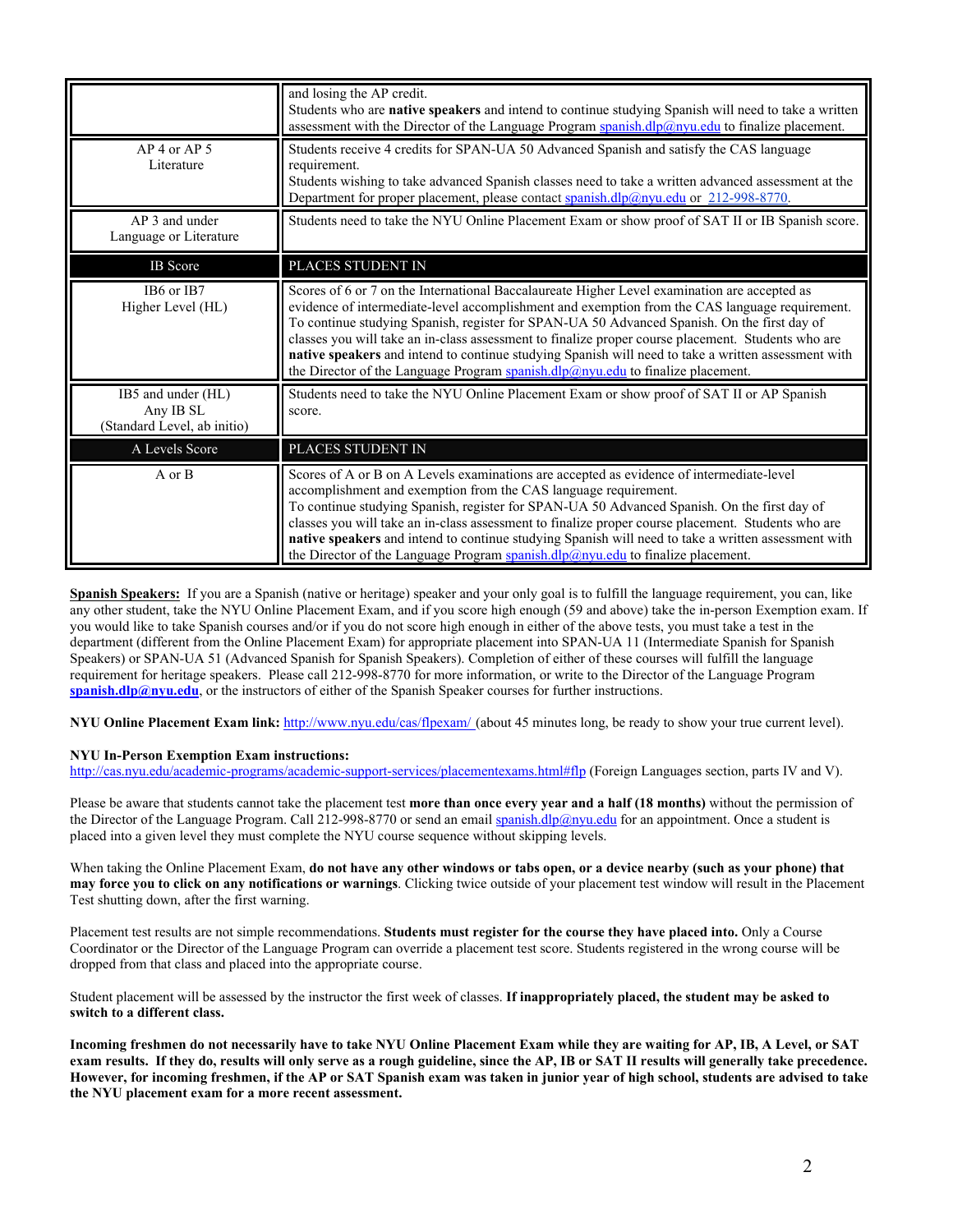| | |
|---|---|
| | and losing the AP credit.<br>Students who are **native speakers** and intend to continue studying Spanish will need to take a written assessment with the Director of the Language Program spanish.dlp@nyu.edu to finalize placement. |
| AP 4 or AP 5<br>Literature | Students receive 4 credits for SPAN-UA 50 Advanced Spanish and satisfy the CAS language requirement.<br>Students wishing to take advanced Spanish classes need to take a written advanced assessment at the Department for proper placement, please contact spanish.dlp@nyu.edu or 212-998-8770. |
| AP 3 and under<br>Language or Literature | Students need to take the NYU Online Placement Exam or show proof of SAT II or IB Spanish score. |
| **IB Score** | **PLACES STUDENT IN** |
| IB6 or IB7<br>Higher Level (HL) | Scores of 6 or 7 on the International Baccalaureate Higher Level examination are accepted as evidence of intermediate-level accomplishment and exemption from the CAS language requirement. To continue studying Spanish, register for SPAN-UA 50 Advanced Spanish. On the first day of classes you will take an in-class assessment to finalize proper course placement. Students who are **native speakers** and intend to continue studying Spanish will need to take a written assessment with the Director of the Language Program spanish.dlp@nyu.edu to finalize placement. |
| IB5 and under (HL)<br>Any IB SL<br>(Standard Level, ab initio) | Students need to take the NYU Online Placement Exam or show proof of SAT II or AP Spanish score. |
| **A Levels Score** | **PLACES STUDENT IN** |
| A or B | Scores of A or B on A Levels examinations are accepted as evidence of intermediate-level accomplishment and exemption from the CAS language requirement.<br>To continue studying Spanish, register for SPAN-UA 50 Advanced Spanish. On the first day of classes you will take an in-class assessment to finalize proper course placement. Students who are **native speakers** and intend to continue studying Spanish will need to take a written assessment with the Director of the Language Program spanish.dlp@nyu.edu to finalize placement. |

**Spanish Speakers:** If you are a Spanish (native or heritage) speaker and your only goal is to fulfill the language requirement, you can, like any other student, take the NYU Online Placement Exam, and if you score high enough (59 and above) take the in-person Exemption exam. If you would like to take Spanish courses and/or if you do not score high enough in either of the above tests, you must take a test in the department (different from the Online Placement Exam) for appropriate placement into SPAN-UA 11 (Intermediate Spanish for Spanish Speakers) or SPAN-UA 51 (Advanced Spanish for Spanish Speakers). Completion of either of these courses will fulfill the language requirement for heritage speakers. Please call 212-998-8770 for more information, or write to the Director of the Language Program **spanish.dlp@nyu.edu**, or the instructors of either of the Spanish Speaker courses for further instructions.

**NYU Online Placement Exam link:** http://www.nyu.edu/cas/flpexam/ (about 45 minutes long, be ready to show your true current level).

**NYU In-Person Exemption Exam instructions:**
http://cas.nyu.edu/academic-programs/academic-support-services/placementexams.html#flp (Foreign Languages section, parts IV and V).

Please be aware that students cannot take the placement test **more than once every year and a half (18 months)** without the permission of the Director of the Language Program. Call 212-998-8770 or send an email spanish.dlp@nyu.edu for an appointment. Once a student is placed into a given level they must complete the NYU course sequence without skipping levels.

When taking the Online Placement Exam, **do not have any other windows or tabs open, or a device nearby (such as your phone) that may force you to click on any notifications or warnings**. Clicking twice outside of your placement test window will result in the Placement Test shutting down, after the first warning.

Placement test results are not simple recommendations. **Students must register for the course they have placed into.** Only a Course Coordinator or the Director of the Language Program can override a placement test score. Students registered in the wrong course will be dropped from that class and placed into the appropriate course.

Student placement will be assessed by the instructor the first week of classes. **If inappropriately placed, the student may be asked to switch to a different class.**

**Incoming freshmen do not necessarily have to take NYU Online Placement Exam while they are waiting for AP, IB, A Level, or SAT exam results. If they do, results will only serve as a rough guideline, since the AP, IB or SAT II results will generally take precedence. However, for incoming freshmen, if the AP or SAT Spanish exam was taken in junior year of high school, students are advised to take the NYU placement exam for a more recent assessment.**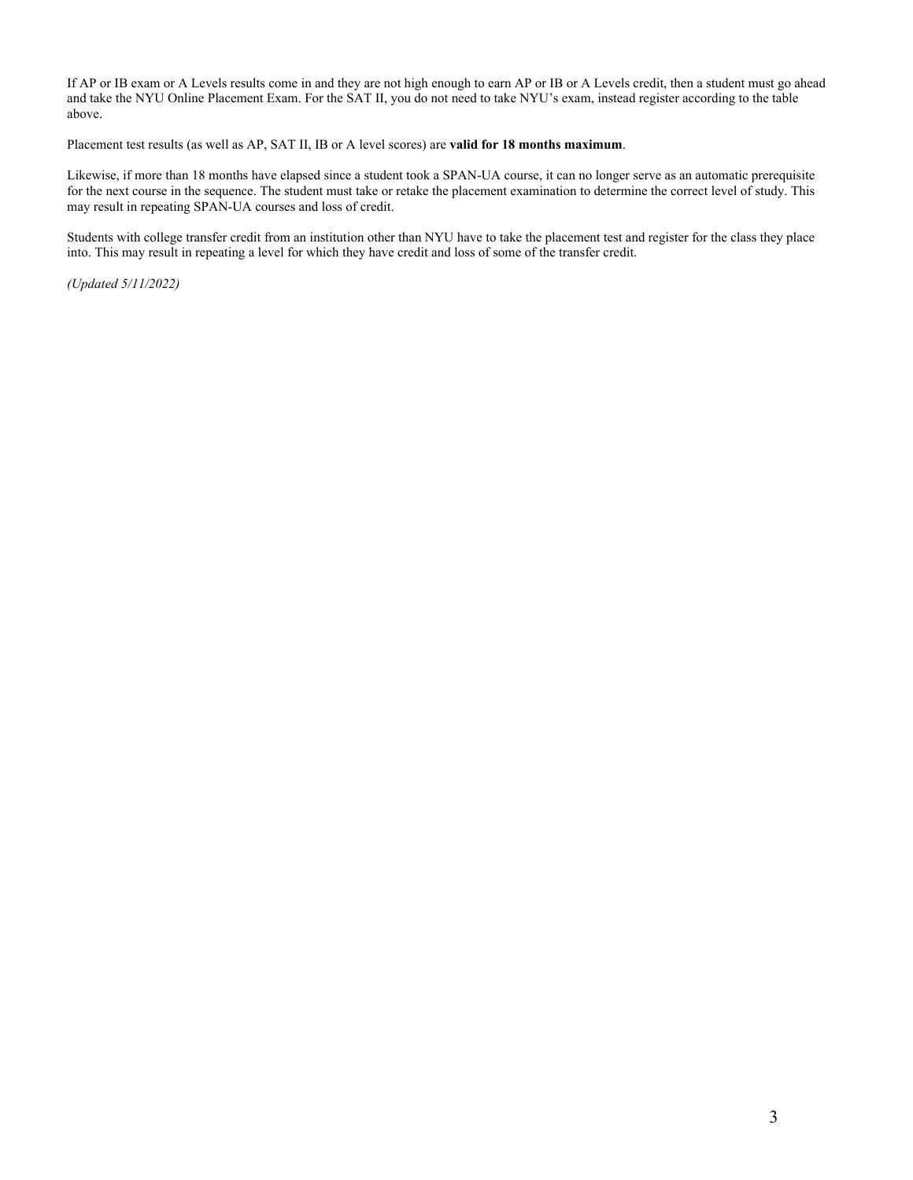If AP or IB exam or A Levels results come in and they are not high enough to earn AP or IB or A Levels credit, then a student must go ahead and take the NYU Online Placement Exam. For the SAT II, you do not need to take NYU's exam, instead register according to the table above.

Placement test results (as well as AP, SAT II, IB or A level scores) are **valid for 18 months maximum**.

Likewise, if more than 18 months have elapsed since a student took a SPAN-UA course, it can no longer serve as an automatic prerequisite for the next course in the sequence. The student must take or retake the placement examination to determine the correct level of study. This may result in repeating SPAN-UA courses and loss of credit.

Students with college transfer credit from an institution other than NYU have to take the placement test and register for the class they place into. This may result in repeating a level for which they have credit and loss of some of the transfer credit.

*(Updated 5/11/2022)*